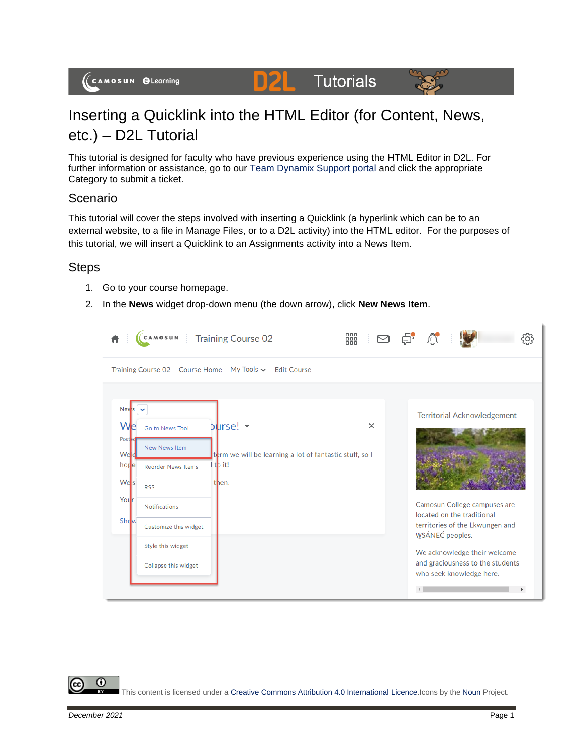# Inserting a Quicklink into the HTML Editor (for Content, News, etc.) – D2L Tutorial

This tutorial is designed for faculty who have previous experience using the HTML Editor in D2L. For further information or assistance, go to our Team Dynamix Support portal and click the appropriate Category to submit a ticket.

## Scenario

This tutorial will cover the steps involved with inserting a Quicklink (a hyperlink which can be to an external website, to a file in Manage Files, or to a D2L activity) into the HTML editor. For the purposes of this tutorial, we will insert a Quicklink to an Assignments activity into a News Item.

## Steps

1. Go to your course homepage.
2. In the **News** widget drop-down menu (the down arrow), click **New News Item**.

This content is licensed under a Creative Commons Attribution 4.0 International Licence. Icons by the Noun Project.

*December 2021*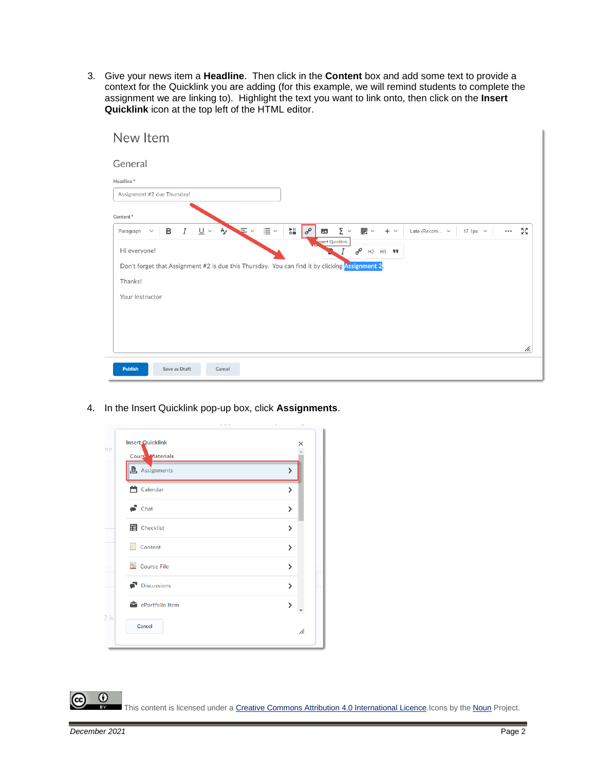3. Give your news item a **Headline**. Then click in the **Content** box and add some text to provide a context for the Quicklink you are adding (for this example, we will remind students to complete the assignment we are linking to). Highlight the text you want to link onto, then click on the **Insert Quicklink** icon at the top left of the HTML editor.

4. In the Insert Quicklink pop-up box, click **Assignments**.

This content is licensed under a Creative Commons Attribution 4.0 International Licence. Icons by the Noun Project.

December 2021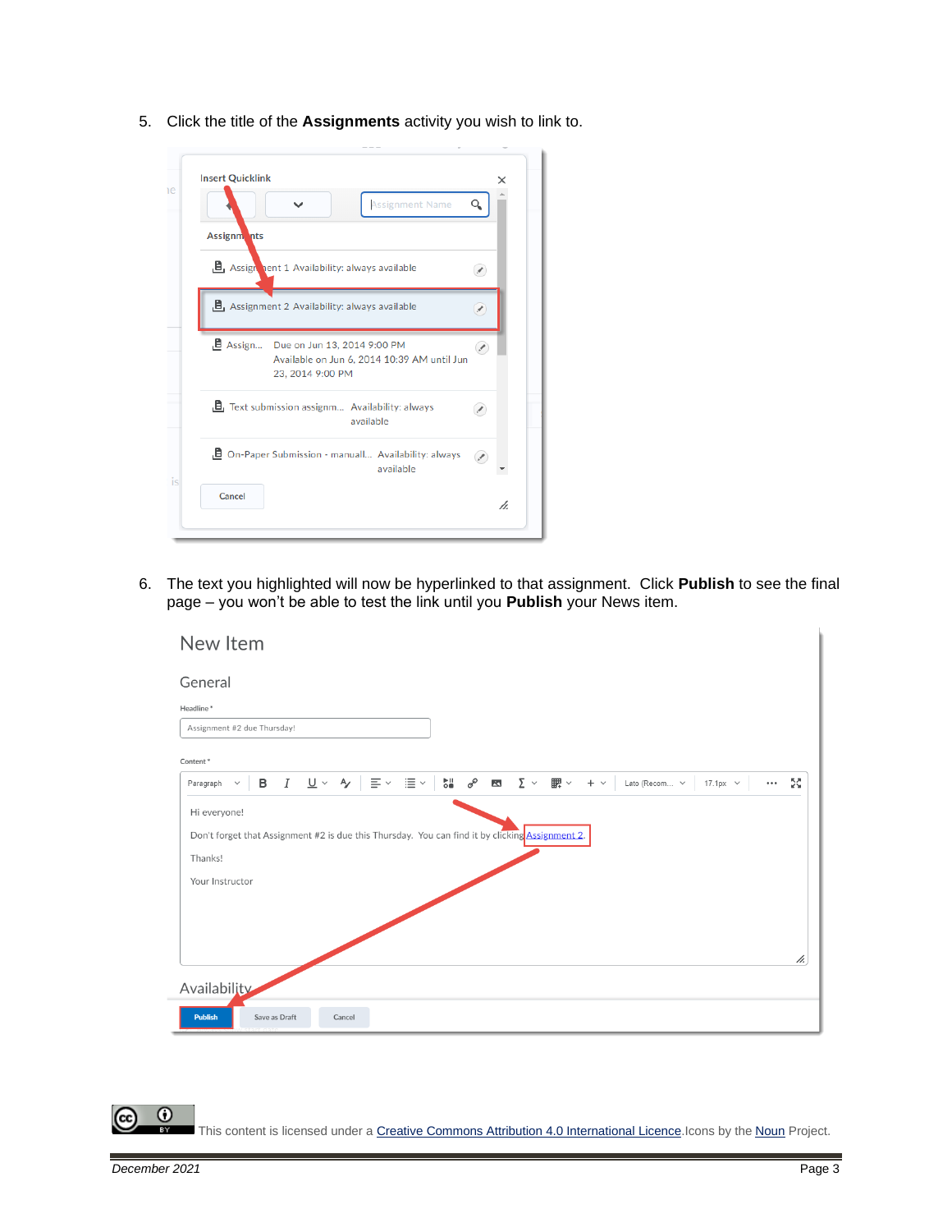5. Click the title of the **Assignments** activity you wish to link to.

6. The text you highlighted will now be hyperlinked to that assignment. Click **Publish** to see the final page – you won't be able to test the link until you **Publish** your News item.

This content is licensed under a Creative Commons Attribution 4.0 International Licence. Icons by the Noun Project.

December 2021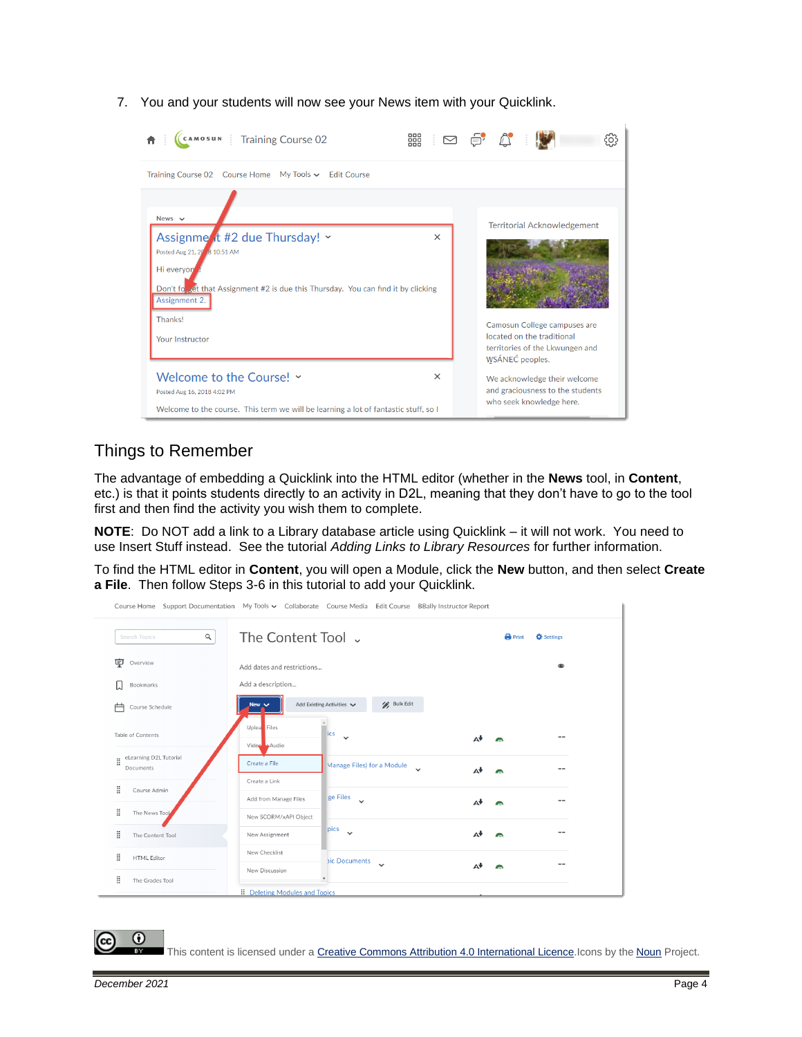7. You and your students will now see your News item with your Quicklink.

## Things to Remember

The advantage of embedding a Quicklink into the HTML editor (whether in the **News** tool, in **Content**, etc.) is that it points students directly to an activity in D2L, meaning that they don't have to go to the tool first and then find the activity you wish them to complete.

**NOTE**: Do NOT add a link to a Library database article using Quicklink – it will not work. You need to use Insert Stuff instead. See the tutorial *Adding Links to Library Resources* for further information.

To find the HTML editor in **Content**, you will open a Module, click the **New** button, and then select **Create a File**. Then follow Steps 3-6 in this tutorial to add your Quicklink.

This content is licensed under a Creative Commons Attribution 4.0 International Licence. Icons by the Noun Project.

December 2021